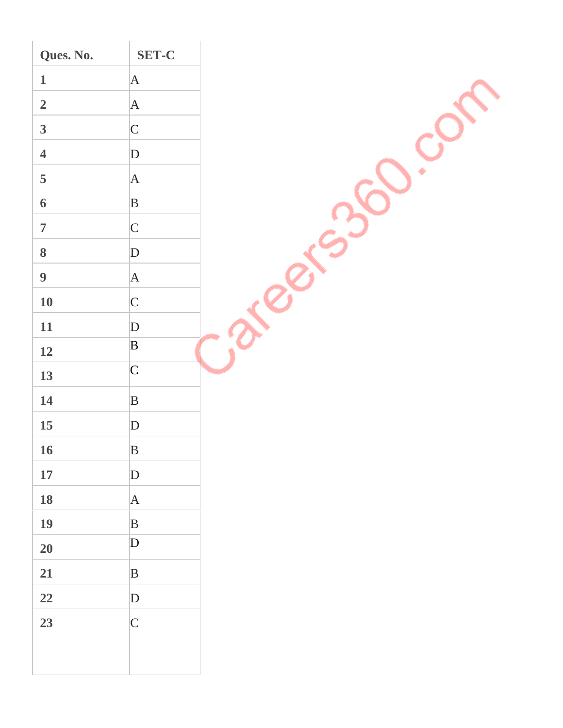| Ques. No. | SET-C |
|---|---|
| 1 | A |
| 2 | A |
| 3 | C |
| 4 | D |
| 5 | A |
| 6 | B |
| 7 | C |
| 8 | D |
| 9 | A |
| 10 | C |
| 11 | D |
| 12 | B |
| 13 | C |
| 14 | B |
| 15 | D |
| 16 | B |
| 17 | D |
| 18 | A |
| 19 | B |
| 20 | D |
| 21 | B |
| 22 | D |
| 23 | C |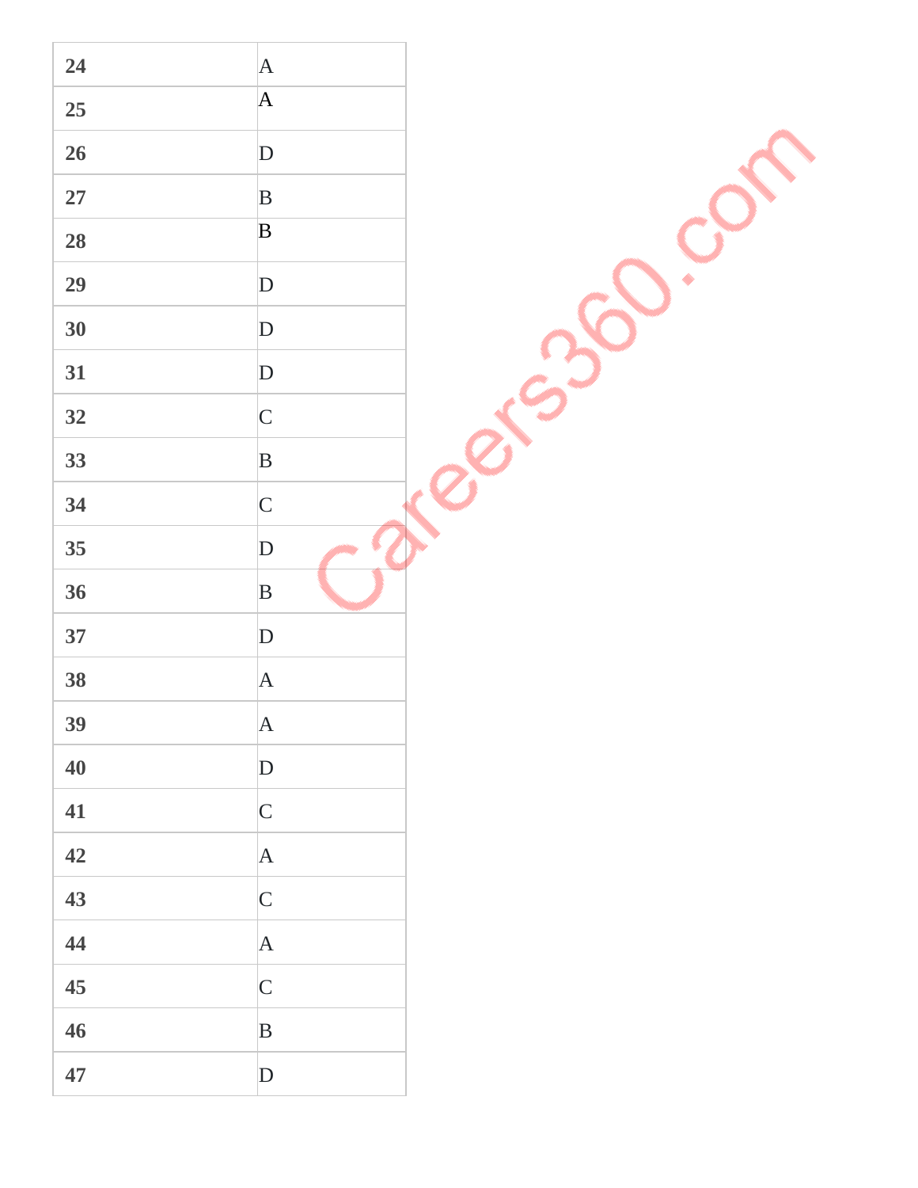| 24 | A |
|---|---|
| 25 | A |
| 26 | D |
| 27 | B |
| 28 | B |
| 29 | D |
| 30 | D |
| 31 | D |
| 32 | C |
| 33 | B |
| 34 | C |
| 35 | D |
| 36 | B |
| 37 | D |
| 38 | A |
| 39 | A |
| 40 | D |
| 41 | C |
| 42 | A |
| 43 | C |
| 44 | A |
| 45 | C |
| 46 | B |
| 47 | D |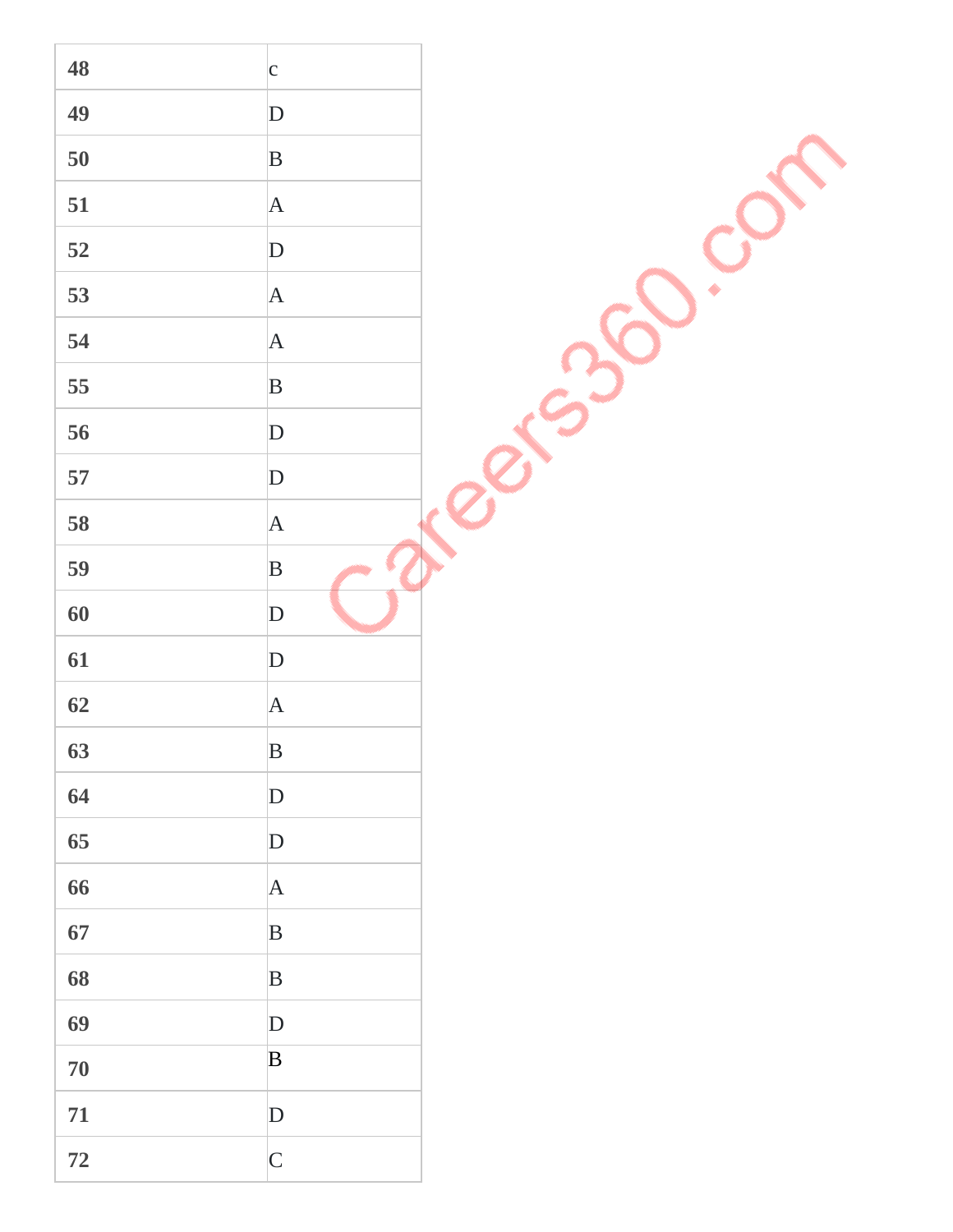| 48 | c |
| --- | --- |
| 49 | D |
| 50 | B |
| 51 | A |
| 52 | D |
| 53 | A |
| 54 | A |
| 55 | B |
| 56 | D |
| 57 | D |
| 58 | A |
| 59 | B |
| 60 | D |
| 61 | D |
| 62 | A |
| 63 | B |
| 64 | D |
| 65 | D |
| 66 | A |
| 67 | B |
| 68 | B |
| 69 | D |
| 70 | B |
| 71 | D |
| 72 | C |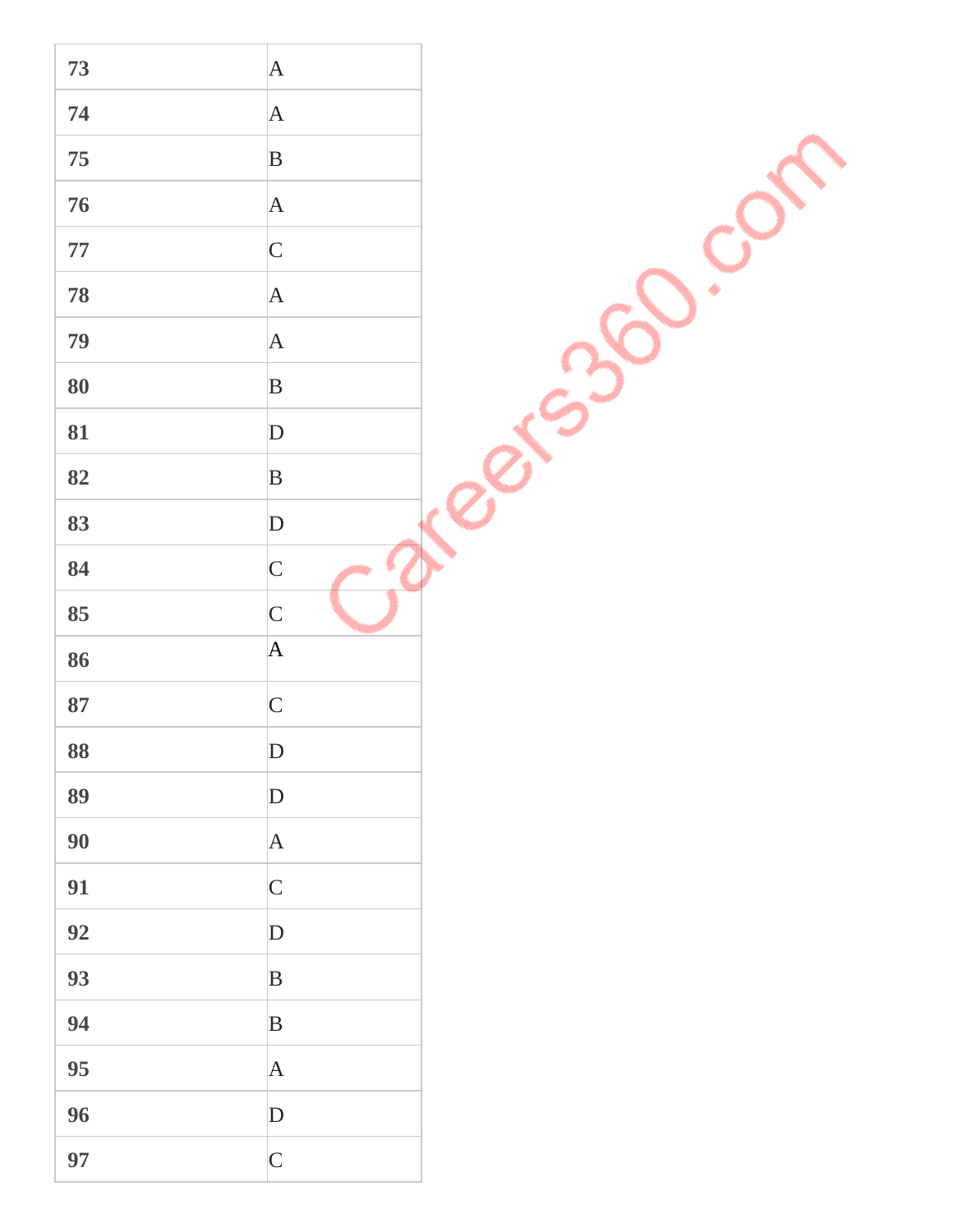| | |
|---|---|
| **73** | A |
| **74** | A |
| **75** | B |
| **76** | A |
| **77** | C |
| **78** | A |
| **79** | A |
| **80** | B |
| **81** | D |
| **82** | B |
| **83** | D |
| **84** | C |
| **85** | C |
| **86** | A |
| **87** | C |
| **88** | D |
| **89** | D |
| **90** | A |
| **91** | C |
| **92** | D |
| **93** | B |
| **94** | B |
| **95** | A |
| **96** | D |
| **97** | C |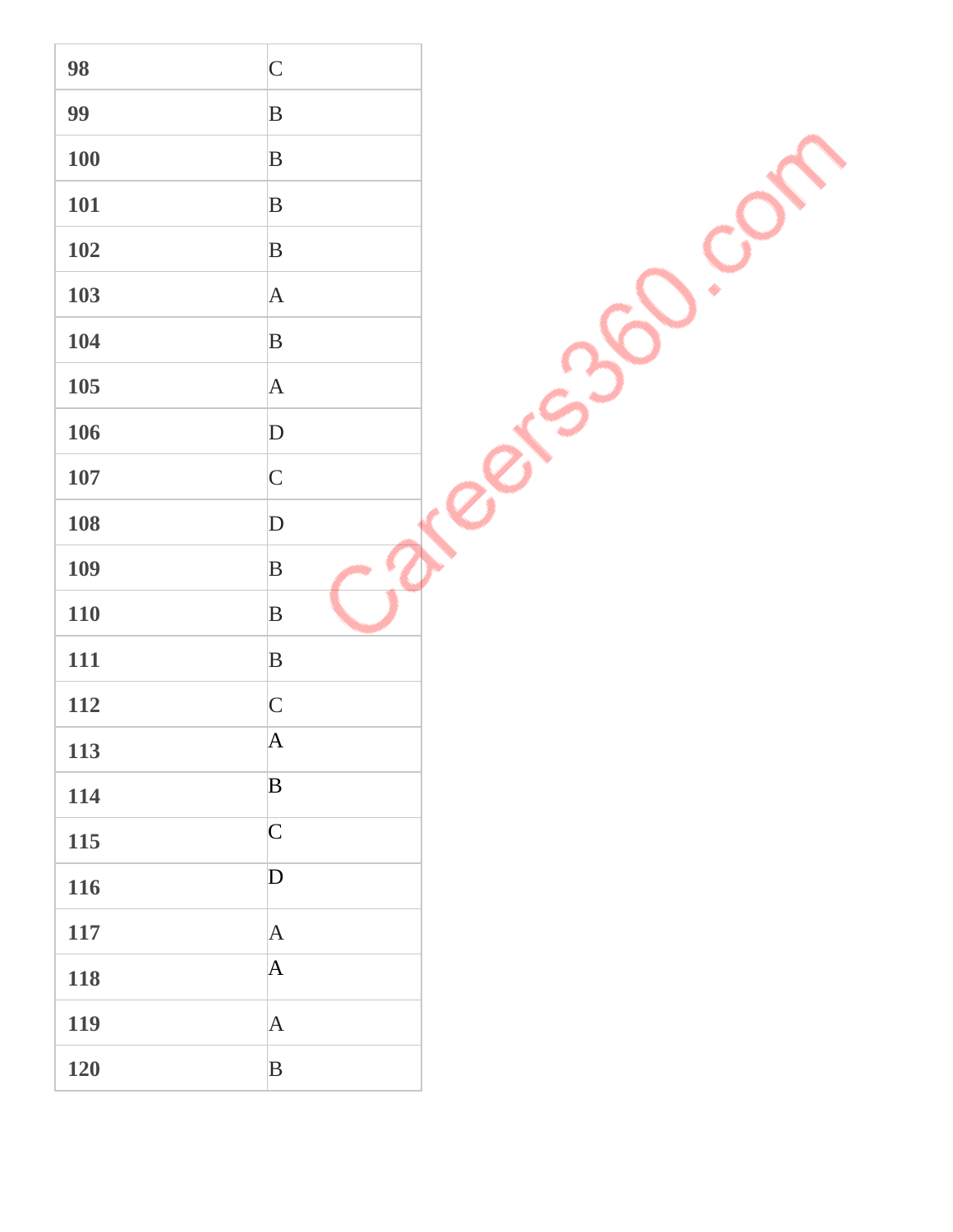| | |
|---|---|
| 98 | C |
| 99 | B |
| 100 | B |
| 101 | B |
| 102 | B |
| 103 | A |
| 104 | B |
| 105 | A |
| 106 | D |
| 107 | C |
| 108 | D |
| 109 | B |
| 110 | B |
| 111 | B |
| 112 | C |
| 113 | A |
| 114 | B |
| 115 | C |
| 116 | D |
| 117 | A |
| 118 | A |
| 119 | A |
| 120 | B |